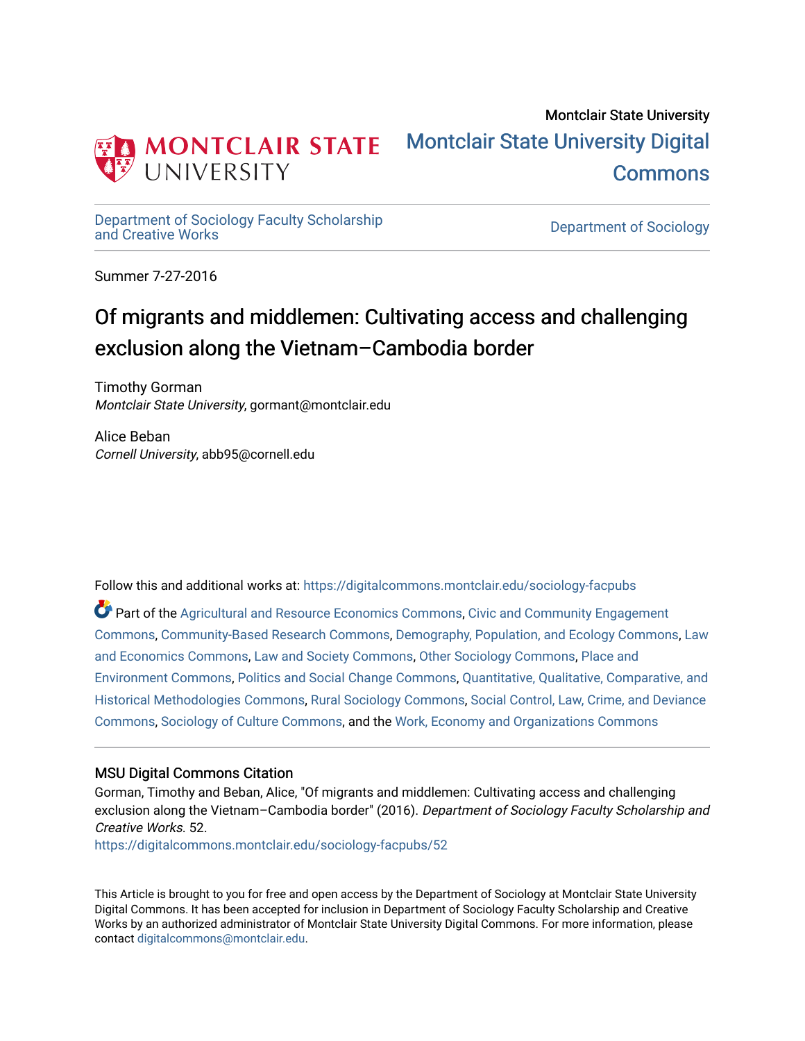Montclair State University

# Montclair State University Digital Commons

Department of Sociology Faculty Scholarship and Creative Works

Department of Sociology

Summer 7-27-2016

## Of migrants and middlemen: Cultivating access and challenging exclusion along the Vietnam–Cambodia border

Timothy Gorman
*Montclair State University*, gormant@montclair.edu

Alice Beban
*Cornell University*, abb95@cornell.edu

Follow this and additional works at: https://digitalcommons.montclair.edu/sociology-facpubs

Part of the Agricultural and Resource Economics Commons, Civic and Community Engagement Commons, Community-Based Research Commons, Demography, Population, and Ecology Commons, Law and Economics Commons, Law and Society Commons, Other Sociology Commons, Place and Environment Commons, Politics and Social Change Commons, Quantitative, Qualitative, Comparative, and Historical Methodologies Commons, Rural Sociology Commons, Social Control, Law, Crime, and Deviance Commons, Sociology of Culture Commons, and the Work, Economy and Organizations Commons

### MSU Digital Commons Citation

Gorman, Timothy and Beban, Alice, "Of migrants and middlemen: Cultivating access and challenging exclusion along the Vietnam–Cambodia border" (2016). *Department of Sociology Faculty Scholarship and Creative Works*. 52.
https://digitalcommons.montclair.edu/sociology-facpubs/52

This Article is brought to you for free and open access by the Department of Sociology at Montclair State University Digital Commons. It has been accepted for inclusion in Department of Sociology Faculty Scholarship and Creative Works by an authorized administrator of Montclair State University Digital Commons. For more information, please contact digitalcommons@montclair.edu.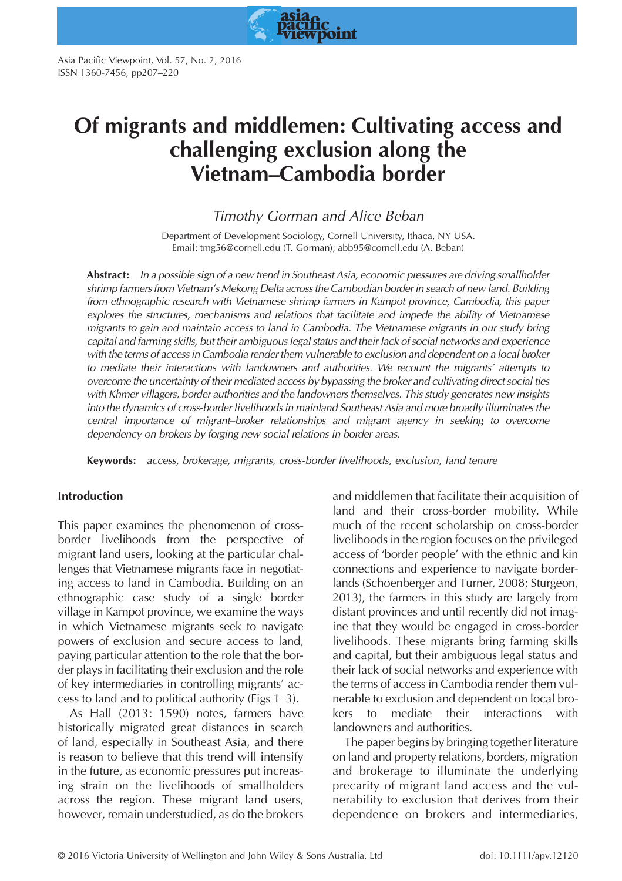# Of migrants and middlemen: Cultivating access and challenging exclusion along the Vietnam–Cambodia border

*Timothy Gorman and Alice Beban*

Department of Development Sociology, Cornell University, Ithaca, NY USA.
Email: tmg56@cornell.edu (T. Gorman); abb95@cornell.edu (A. Beban)

**Abstract:** *In a possible sign of a new trend in Southeast Asia, economic pressures are driving smallholder shrimp farmers from Vietnam's Mekong Delta across the Cambodian border in search of new land. Building from ethnographic research with Vietnamese shrimp farmers in Kampot province, Cambodia, this paper explores the structures, mechanisms and relations that facilitate and impede the ability of Vietnamese migrants to gain and maintain access to land in Cambodia. The Vietnamese migrants in our study bring capital and farming skills, but their ambiguous legal status and their lack of social networks and experience with the terms of access in Cambodia render them vulnerable to exclusion and dependent on a local broker to mediate their interactions with landowners and authorities. We recount the migrants' attempts to overcome the uncertainty of their mediated access by bypassing the broker and cultivating direct social ties with Khmer villagers, border authorities and the landowners themselves. This study generates new insights into the dynamics of cross-border livelihoods in mainland Southeast Asia and more broadly illuminates the central importance of migrant–broker relationships and migrant agency in seeking to overcome dependency on brokers by forging new social relations in border areas.*

**Keywords:** *access, brokerage, migrants, cross-border livelihoods, exclusion, land tenure*

## Introduction

This paper examines the phenomenon of cross-border livelihoods from the perspective of migrant land users, looking at the particular challenges that Vietnamese migrants face in negotiating access to land in Cambodia. Building on an ethnographic case study of a single border village in Kampot province, we examine the ways in which Vietnamese migrants seek to navigate powers of exclusion and secure access to land, paying particular attention to the role that the border plays in facilitating their exclusion and the role of key intermediaries in controlling migrants' access to land and to political authority (Figs 1–3).

As Hall (2013: 1590) notes, farmers have historically migrated great distances in search of land, especially in Southeast Asia, and there is reason to believe that this trend will intensify in the future, as economic pressures put increasing strain on the livelihoods of smallholders across the region. These migrant land users, however, remain understudied, as do the brokers and middlemen that facilitate their acquisition of land and their cross-border mobility. While much of the recent scholarship on cross-border livelihoods in the region focuses on the privileged access of 'border people' with the ethnic and kin connections and experience to navigate borderlands (Schoenberger and Turner, 2008; Sturgeon, 2013), the farmers in this study are largely from distant provinces and until recently did not imagine that they would be engaged in cross-border livelihoods. These migrants bring farming skills and capital, but their ambiguous legal status and their lack of social networks and experience with the terms of access in Cambodia render them vulnerable to exclusion and dependent on local brokers to mediate their interactions with landowners and authorities.

The paper begins by bringing together literature on land and property relations, borders, migration and brokerage to illuminate the underlying precarity of migrant land access and the vulnerability to exclusion that derives from their dependence on brokers and intermediaries,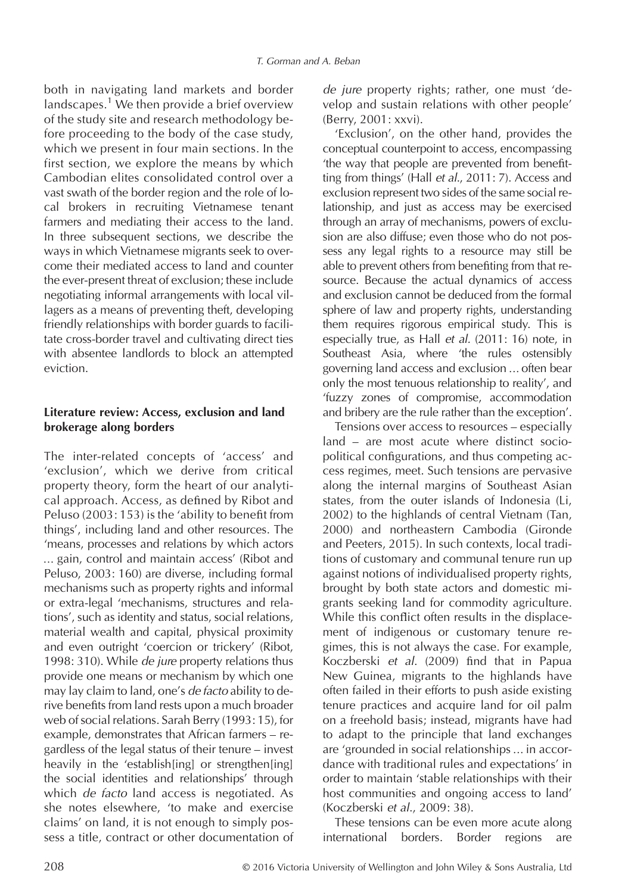both in navigating land markets and border landscapes.[1] We then provide a brief overview of the study site and research methodology before proceeding to the body of the case study, which we present in four main sections. In the first section, we explore the means by which Cambodian elites consolidated control over a vast swath of the border region and the role of local brokers in recruiting Vietnamese tenant farmers and mediating their access to the land. In three subsequent sections, we describe the ways in which Vietnamese migrants seek to overcome their mediated access to land and counter the ever-present threat of exclusion; these include negotiating informal arrangements with local villagers as a means of preventing theft, developing friendly relationships with border guards to facilitate cross-border travel and cultivating direct ties with absentee landlords to block an attempted eviction.

## Literature review: Access, exclusion and land brokerage along borders

The inter-related concepts of 'access' and 'exclusion', which we derive from critical property theory, form the heart of our analytical approach. Access, as defined by Ribot and Peluso (2003: 153) is the 'ability to benefit from things', including land and other resources. The 'means, processes and relations by which actors ... gain, control and maintain access' (Ribot and Peluso, 2003: 160) are diverse, including formal mechanisms such as property rights and informal or extra-legal 'mechanisms, structures and relations', such as identity and status, social relations, material wealth and capital, physical proximity and even outright 'coercion or trickery' (Ribot, 1998: 310). While *de jure* property relations thus provide one means or mechanism by which one may lay claim to land, one's *de facto* ability to derive benefits from land rests upon a much broader web of social relations. Sarah Berry (1993: 15), for example, demonstrates that African farmers – regardless of the legal status of their tenure – invest heavily in the 'establish[ing] or strengthen[ing] the social identities and relationships' through which *de facto* land access is negotiated. As she notes elsewhere, 'to make and exercise claims' on land, it is not enough to simply possess a title, contract or other documentation of *de jure* property rights; rather, one must 'develop and sustain relations with other people' (Berry, 2001: xxvi).

'Exclusion', on the other hand, provides the conceptual counterpoint to access, encompassing 'the way that people are prevented from benefitting from things' (Hall *et al.*, 2011: 7). Access and exclusion represent two sides of the same social relationship, and just as access may be exercised through an array of mechanisms, powers of exclusion are also diffuse; even those who do not possess any legal rights to a resource may still be able to prevent others from benefiting from that resource. Because the actual dynamics of access and exclusion cannot be deduced from the formal sphere of law and property rights, understanding them requires rigorous empirical study. This is especially true, as Hall *et al.* (2011: 16) note, in Southeast Asia, where 'the rules ostensibly governing land access and exclusion ... often bear only the most tenuous relationship to reality', and 'fuzzy zones of compromise, accommodation and bribery are the rule rather than the exception'.

Tensions over access to resources – especially land – are most acute where distinct sociopolitical configurations, and thus competing access regimes, meet. Such tensions are pervasive along the internal margins of Southeast Asian states, from the outer islands of Indonesia (Li, 2002) to the highlands of central Vietnam (Tan, 2000) and northeastern Cambodia (Gironde and Peeters, 2015). In such contexts, local traditions of customary and communal tenure run up against notions of individualised property rights, brought by both state actors and domestic migrants seeking land for commodity agriculture. While this conflict often results in the displacement of indigenous or customary tenure regimes, this is not always the case. For example, Koczberski *et al.* (2009) find that in Papua New Guinea, migrants to the highlands have often failed in their efforts to push aside existing tenure practices and acquire land for oil palm on a freehold basis; instead, migrants have had to adapt to the principle that land exchanges are 'grounded in social relationships ... in accordance with traditional rules and expectations' in order to maintain 'stable relationships with their host communities and ongoing access to land' (Koczberski *et al.*, 2009: 38).

These tensions can be even more acute along international borders. Border regions are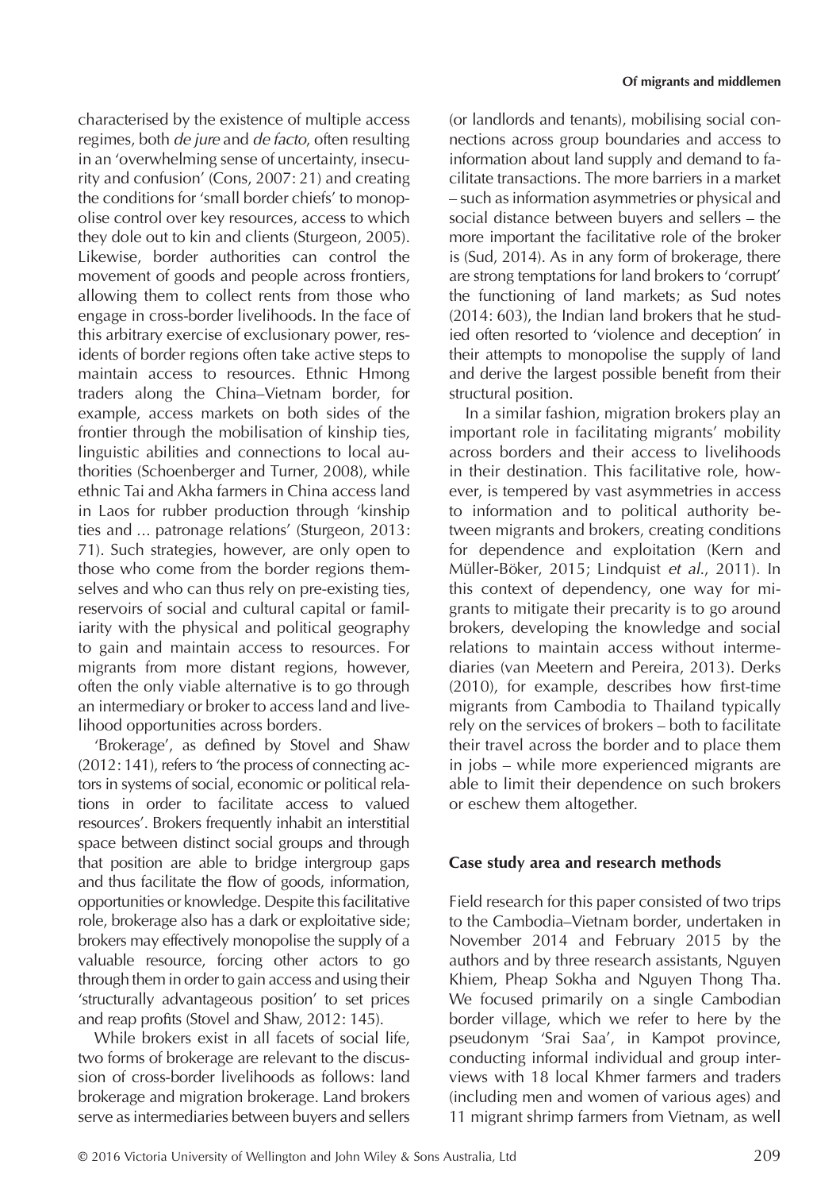characterised by the existence of multiple access regimes, both *de jure* and *de facto*, often resulting in an 'overwhelming sense of uncertainty, insecurity and confusion' (Cons, 2007: 21) and creating the conditions for 'small border chiefs' to monopolise control over key resources, access to which they dole out to kin and clients (Sturgeon, 2005). Likewise, border authorities can control the movement of goods and people across frontiers, allowing them to collect rents from those who engage in cross-border livelihoods. In the face of this arbitrary exercise of exclusionary power, residents of border regions often take active steps to maintain access to resources. Ethnic Hmong traders along the China–Vietnam border, for example, access markets on both sides of the frontier through the mobilisation of kinship ties, linguistic abilities and connections to local authorities (Schoenberger and Turner, 2008), while ethnic Tai and Akha farmers in China access land in Laos for rubber production through 'kinship ties and ... patronage relations' (Sturgeon, 2013: 71). Such strategies, however, are only open to those who come from the border regions themselves and who can thus rely on pre-existing ties, reservoirs of social and cultural capital or familiarity with the physical and political geography to gain and maintain access to resources. For migrants from more distant regions, however, often the only viable alternative is to go through an intermediary or broker to access land and livelihood opportunities across borders.

'Brokerage', as defined by Stovel and Shaw (2012: 141), refers to 'the process of connecting actors in systems of social, economic or political relations in order to facilitate access to valued resources'. Brokers frequently inhabit an interstitial space between distinct social groups and through that position are able to bridge intergroup gaps and thus facilitate the flow of goods, information, opportunities or knowledge. Despite this facilitative role, brokerage also has a dark or exploitative side; brokers may effectively monopolise the supply of a valuable resource, forcing other actors to go through them in order to gain access and using their 'structurally advantageous position' to set prices and reap profits (Stovel and Shaw, 2012: 145).

While brokers exist in all facets of social life, two forms of brokerage are relevant to the discussion of cross-border livelihoods as follows: land brokerage and migration brokerage. Land brokers serve as intermediaries between buyers and sellers (or landlords and tenants), mobilising social connections across group boundaries and access to information about land supply and demand to facilitate transactions. The more barriers in a market – such as information asymmetries or physical and social distance between buyers and sellers – the more important the facilitative role of the broker is (Sud, 2014). As in any form of brokerage, there are strong temptations for land brokers to 'corrupt' the functioning of land markets; as Sud notes (2014: 603), the Indian land brokers that he studied often resorted to 'violence and deception' in their attempts to monopolise the supply of land and derive the largest possible benefit from their structural position.

In a similar fashion, migration brokers play an important role in facilitating migrants' mobility across borders and their access to livelihoods in their destination. This facilitative role, however, is tempered by vast asymmetries in access to information and to political authority between migrants and brokers, creating conditions for dependence and exploitation (Kern and Müller-Böker, 2015; Lindquist *et al.*, 2011). In this context of dependency, one way for migrants to mitigate their precarity is to go around brokers, developing the knowledge and social relations to maintain access without intermediaries (van Meetern and Pereira, 2013). Derks (2010), for example, describes how first-time migrants from Cambodia to Thailand typically rely on the services of brokers – both to facilitate their travel across the border and to place them in jobs – while more experienced migrants are able to limit their dependence on such brokers or eschew them altogether.

## Case study area and research methods

Field research for this paper consisted of two trips to the Cambodia–Vietnam border, undertaken in November 2014 and February 2015 by the authors and by three research assistants, Nguyen Khiem, Pheap Sokha and Nguyen Thong Tha. We focused primarily on a single Cambodian border village, which we refer to here by the pseudonym 'Srai Saa', in Kampot province, conducting informal individual and group interviews with 18 local Khmer farmers and traders (including men and women of various ages) and 11 migrant shrimp farmers from Vietnam, as well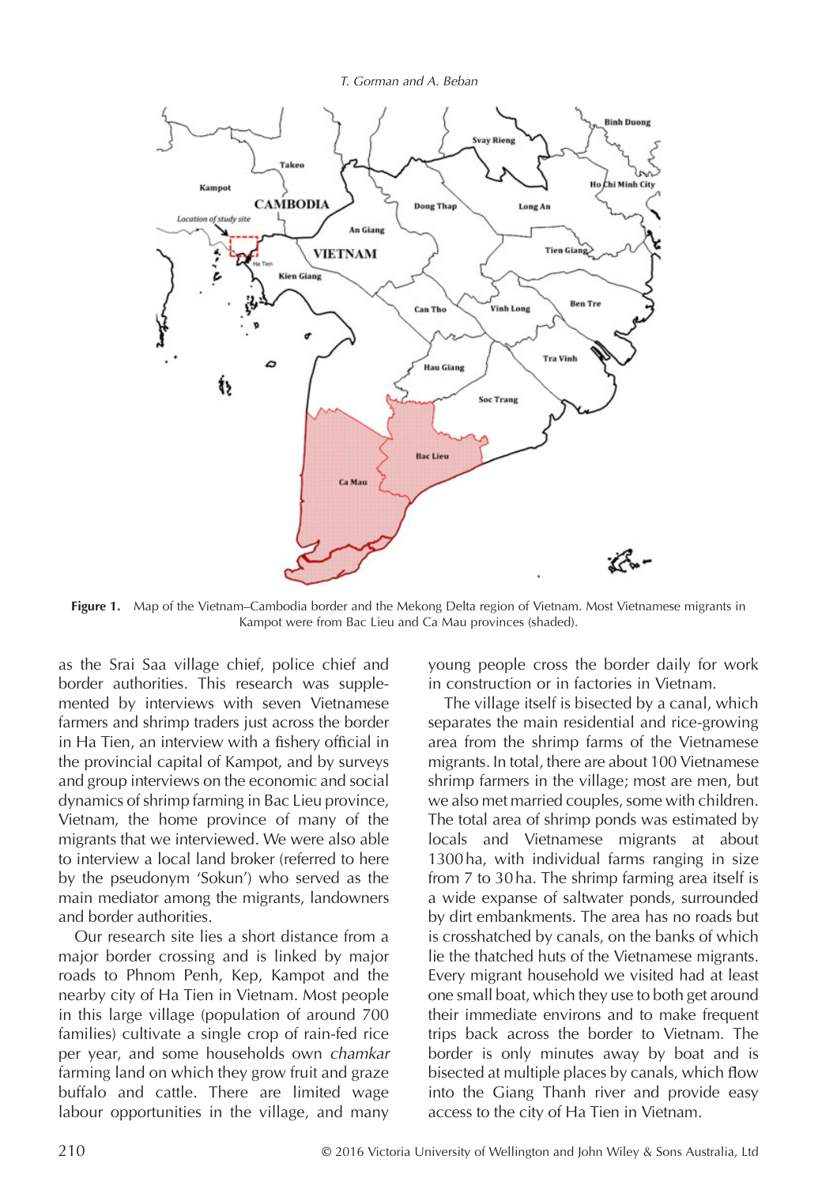**Figure 1.** Map of the Vietnam–Cambodia border and the Mekong Delta region of Vietnam. Most Vietnamese migrants in Kampot were from Bac Lieu and Ca Mau provinces (shaded).

as the Srai Saa village chief, police chief and border authorities. This research was supplemented by interviews with seven Vietnamese farmers and shrimp traders just across the border in Ha Tien, an interview with a fishery official in the provincial capital of Kampot, and by surveys and group interviews on the economic and social dynamics of shrimp farming in Bac Lieu province, Vietnam, the home province of many of the migrants that we interviewed. We were also able to interview a local land broker (referred to here by the pseudonym 'Sokun') who served as the main mediator among the migrants, landowners and border authorities.

Our research site lies a short distance from a major border crossing and is linked by major roads to Phnom Penh, Kep, Kampot and the nearby city of Ha Tien in Vietnam. Most people in this large village (population of around 700 families) cultivate a single crop of rain-fed rice per year, and some households own *chamkar* farming land on which they grow fruit and graze buffalo and cattle. There are limited wage labour opportunities in the village, and many young people cross the border daily for work in construction or in factories in Vietnam.

The village itself is bisected by a canal, which separates the main residential and rice-growing area from the shrimp farms of the Vietnamese migrants. In total, there are about 100 Vietnamese shrimp farmers in the village; most are men, but we also met married couples, some with children. The total area of shrimp ponds was estimated by locals and Vietnamese migrants at about 1300 ha, with individual farms ranging in size from 7 to 30 ha. The shrimp farming area itself is a wide expanse of saltwater ponds, surrounded by dirt embankments. The area has no roads but is crosshatched by canals, on the banks of which lie the thatched huts of the Vietnamese migrants. Every migrant household we visited had at least one small boat, which they use to both get around their immediate environs and to make frequent trips back across the border to Vietnam. The border is only minutes away by boat and is bisected at multiple places by canals, which flow into the Giang Thanh river and provide easy access to the city of Ha Tien in Vietnam.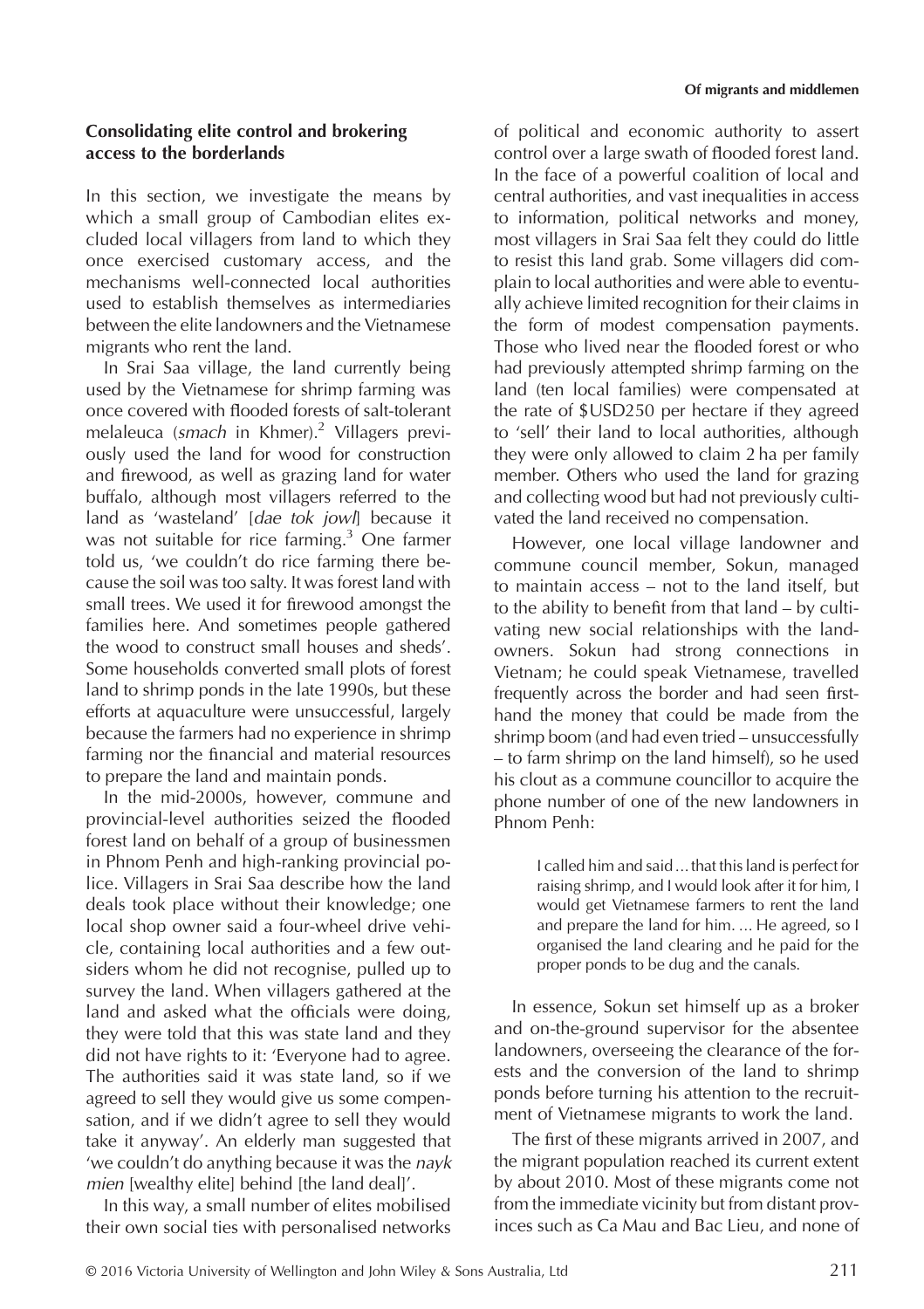## Consolidating elite control and brokering access to the borderlands

In this section, we investigate the means by which a small group of Cambodian elites excluded local villagers from land to which they once exercised customary access, and the mechanisms well-connected local authorities used to establish themselves as intermediaries between the elite landowners and the Vietnamese migrants who rent the land.

In Srai Saa village, the land currently being used by the Vietnamese for shrimp farming was once covered with flooded forests of salt-tolerant melaleuca (*smach* in Khmer).[2] Villagers previously used the land for wood for construction and firewood, as well as grazing land for water buffalo, although most villagers referred to the land as 'wasteland' [*dae tok jowl*] because it was not suitable for rice farming.[3] One farmer told us, 'we couldn't do rice farming there because the soil was too salty. It was forest land with small trees. We used it for firewood amongst the families here. And sometimes people gathered the wood to construct small houses and sheds'. Some households converted small plots of forest land to shrimp ponds in the late 1990s, but these efforts at aquaculture were unsuccessful, largely because the farmers had no experience in shrimp farming nor the financial and material resources to prepare the land and maintain ponds.

In the mid-2000s, however, commune and provincial-level authorities seized the flooded forest land on behalf of a group of businessmen in Phnom Penh and high-ranking provincial police. Villagers in Srai Saa describe how the land deals took place without their knowledge; one local shop owner said a four-wheel drive vehicle, containing local authorities and a few outsiders whom he did not recognise, pulled up to survey the land. When villagers gathered at the land and asked what the officials were doing, they were told that this was state land and they did not have rights to it: 'Everyone had to agree. The authorities said it was state land, so if we agreed to sell they would give us some compensation, and if we didn't agree to sell they would take it anyway'. An elderly man suggested that 'we couldn't do anything because it was the *nayk mien* [wealthy elite] behind [the land deal]'.

In this way, a small number of elites mobilised their own social ties with personalised networks of political and economic authority to assert control over a large swath of flooded forest land. In the face of a powerful coalition of local and central authorities, and vast inequalities in access to information, political networks and money, most villagers in Srai Saa felt they could do little to resist this land grab. Some villagers did complain to local authorities and were able to eventually achieve limited recognition for their claims in the form of modest compensation payments. Those who lived near the flooded forest or who had previously attempted shrimp farming on the land (ten local families) were compensated at the rate of $USD250 per hectare if they agreed to 'sell' their land to local authorities, although they were only allowed to claim 2 ha per family member. Others who used the land for grazing and collecting wood but had not previously cultivated the land received no compensation.

However, one local village landowner and commune council member, Sokun, managed to maintain access – not to the land itself, but to the ability to benefit from that land – by cultivating new social relationships with the landowners. Sokun had strong connections in Vietnam; he could speak Vietnamese, travelled frequently across the border and had seen first-hand the money that could be made from the shrimp boom (and had even tried – unsuccessfully – to farm shrimp on the land himself), so he used his clout as a commune councillor to acquire the phone number of one of the new landowners in Phnom Penh:

> I called him and said … that this land is perfect for raising shrimp, and I would look after it for him, I would get Vietnamese farmers to rent the land and prepare the land for him. … He agreed, so I organised the land clearing and he paid for the proper ponds to be dug and the canals.

In essence, Sokun set himself up as a broker and on-the-ground supervisor for the absentee landowners, overseeing the clearance of the forests and the conversion of the land to shrimp ponds before turning his attention to the recruitment of Vietnamese migrants to work the land.

The first of these migrants arrived in 2007, and the migrant population reached its current extent by about 2010. Most of these migrants come not from the immediate vicinity but from distant provinces such as Ca Mau and Bac Lieu, and none of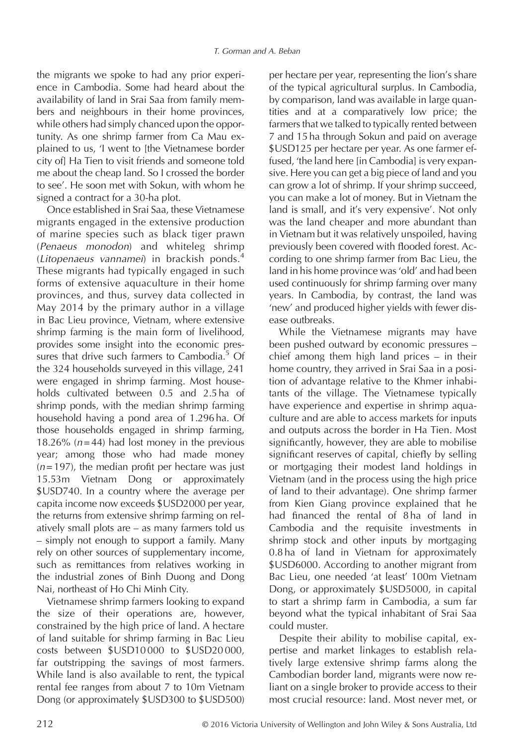the migrants we spoke to had any prior experience in Cambodia. Some had heard about the availability of land in Srai Saa from family members and neighbours in their home provinces, while others had simply chanced upon the opportunity. As one shrimp farmer from Ca Mau explained to us, 'I went to [the Vietnamese border city of] Ha Tien to visit friends and someone told me about the cheap land. So I crossed the border to see'. He soon met with Sokun, with whom he signed a contract for a 30-ha plot.

Once established in Srai Saa, these Vietnamese migrants engaged in the extensive production of marine species such as black tiger prawn (*Penaeus monodon*) and whiteleg shrimp (*Litopenaeus vannamei*) in brackish ponds.[4] These migrants had typically engaged in such forms of extensive aquaculture in their home provinces, and thus, survey data collected in May 2014 by the primary author in a village in Bac Lieu province, Vietnam, where extensive shrimp farming is the main form of livelihood, provides some insight into the economic pressures that drive such farmers to Cambodia.[5] Of the 324 households surveyed in this village, 241 were engaged in shrimp farming. Most households cultivated between 0.5 and 2.5 ha of shrimp ponds, with the median shrimp farming household having a pond area of 1.296 ha. Of those households engaged in shrimp farming, 18.26% ($n = 44$) had lost money in the previous year; among those who had made money ($n = 197$), the median profit per hectare was just 15.53m Vietnam Dong or approximately $USD740. In a country where the average per capita income now exceeds $USD2000 per year, the returns from extensive shrimp farming on relatively small plots are – as many farmers told us – simply not enough to support a family. Many rely on other sources of supplementary income, such as remittances from relatives working in the industrial zones of Binh Duong and Dong Nai, northeast of Ho Chi Minh City.

Vietnamese shrimp farmers looking to expand the size of their operations are, however, constrained by the high price of land. A hectare of land suitable for shrimp farming in Bac Lieu costs between $USD10 000 to $USD20 000, far outstripping the savings of most farmers. While land is also available to rent, the typical rental fee ranges from about 7 to 10m Vietnam Dong (or approximately $USD300 to $USD500) per hectare per year, representing the lion's share of the typical agricultural surplus. In Cambodia, by comparison, land was available in large quantities and at a comparatively low price; the farmers that we talked to typically rented between 7 and 15 ha through Sokun and paid on average $USD125 per hectare per year. As one farmer effused, 'the land here [in Cambodia] is very expansive. Here you can get a big piece of land and you can grow a lot of shrimp. If your shrimp succeed, you can make a lot of money. But in Vietnam the land is small, and it's very expensive'. Not only was the land cheaper and more abundant than in Vietnam but it was relatively unspoiled, having previously been covered with flooded forest. According to one shrimp farmer from Bac Lieu, the land in his home province was 'old' and had been used continuously for shrimp farming over many years. In Cambodia, by contrast, the land was 'new' and produced higher yields with fewer disease outbreaks.

While the Vietnamese migrants may have been pushed outward by economic pressures – chief among them high land prices – in their home country, they arrived in Srai Saa in a position of advantage relative to the Khmer inhabitants of the village. The Vietnamese typically have experience and expertise in shrimp aquaculture and are able to access markets for inputs and outputs across the border in Ha Tien. Most significantly, however, they are able to mobilise significant reserves of capital, chiefly by selling or mortgaging their modest land holdings in Vietnam (and in the process using the high price of land to their advantage). One shrimp farmer from Kien Giang province explained that he had financed the rental of 8 ha of land in Cambodia and the requisite investments in shrimp stock and other inputs by mortgaging 0.8 ha of land in Vietnam for approximately $USD6000. According to another migrant from Bac Lieu, one needed 'at least' 100m Vietnam Dong, or approximately $USD5000, in capital to start a shrimp farm in Cambodia, a sum far beyond what the typical inhabitant of Srai Saa could muster.

Despite their ability to mobilise capital, expertise and market linkages to establish relatively large extensive shrimp farms along the Cambodian border land, migrants were now reliant on a single broker to provide access to their most crucial resource: land. Most never met, or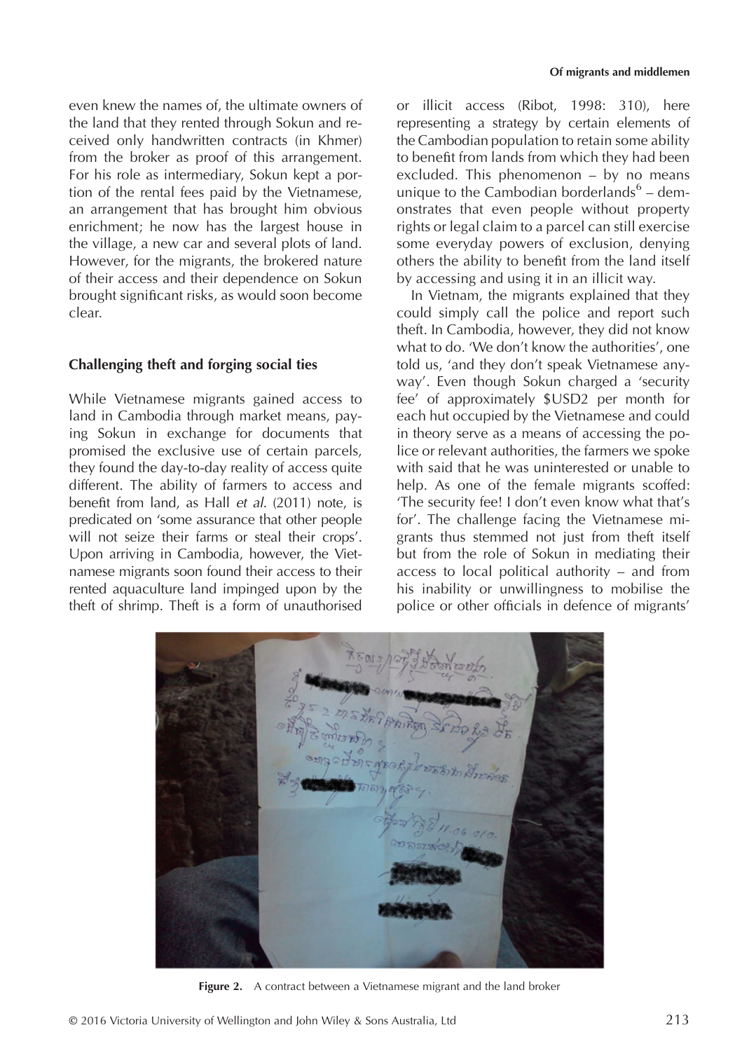even knew the names of, the ultimate owners of the land that they rented through Sokun and received only handwritten contracts (in Khmer) from the broker as proof of this arrangement. For his role as intermediary, Sokun kept a portion of the rental fees paid by the Vietnamese, an arrangement that has brought him obvious enrichment; he now has the largest house in the village, a new car and several plots of land. However, for the migrants, the brokered nature of their access and their dependence on Sokun brought significant risks, as would soon become clear.

### Challenging theft and forging social ties

While Vietnamese migrants gained access to land in Cambodia through market means, paying Sokun in exchange for documents that promised the exclusive use of certain parcels, they found the day-to-day reality of access quite different. The ability of farmers to access and benefit from land, as Hall *et al*. (2011) note, is predicated on 'some assurance that other people will not seize their farms or steal their crops'. Upon arriving in Cambodia, however, the Vietnamese migrants soon found their access to their rented aquaculture land impinged upon by the theft of shrimp. Theft is a form of unauthorised or illicit access (Ribot, 1998: 310), here representing a strategy by certain elements of the Cambodian population to retain some ability to benefit from lands from which they had been excluded. This phenomenon – by no means unique to the Cambodian borderlands[6] – demonstrates that even people without property rights or legal claim to a parcel can still exercise some everyday powers of exclusion, denying others the ability to benefit from the land itself by accessing and using it in an illicit way.

In Vietnam, the migrants explained that they could simply call the police and report such theft. In Cambodia, however, they did not know what to do. 'We don't know the authorities', one told us, 'and they don't speak Vietnamese anyway'. Even though Sokun charged a 'security fee' of approximately $USD2 per month for each hut occupied by the Vietnamese and could in theory serve as a means of accessing the police or relevant authorities, the farmers we spoke with said that he was uninterested or unable to help. As one of the female migrants scoffed: 'The security fee! I don't even know what that's for'. The challenge facing the Vietnamese migrants thus stemmed not just from theft itself but from the role of Sokun in mediating their access to local political authority – and from his inability or unwillingness to mobilise the police or other officials in defence of migrants'

**Figure 2.** A contract between a Vietnamese migrant and the land broker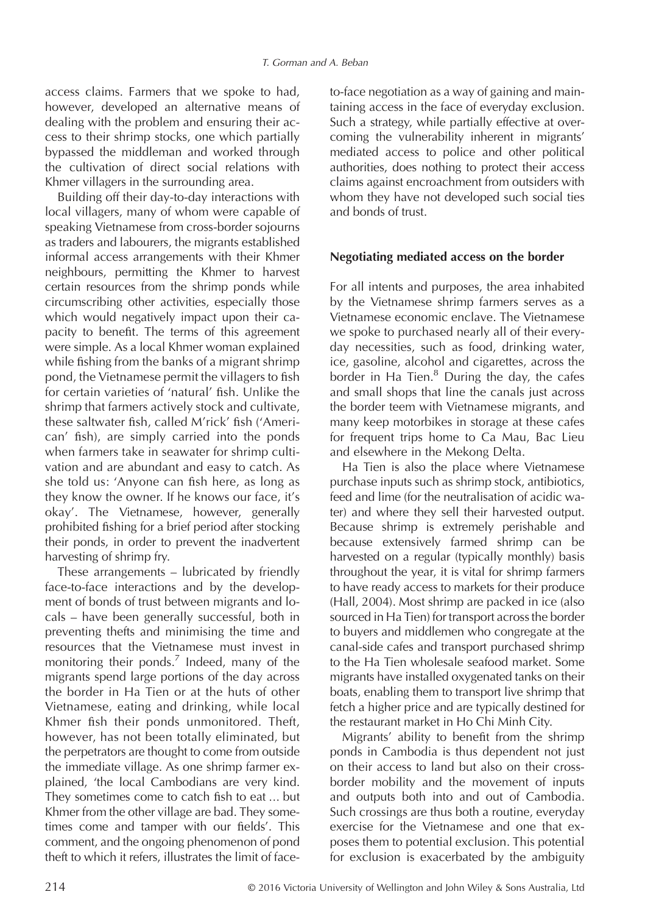access claims. Farmers that we spoke to had, however, developed an alternative means of dealing with the problem and ensuring their access to their shrimp stocks, one which partially bypassed the middleman and worked through the cultivation of direct social relations with Khmer villagers in the surrounding area.

Building off their day-to-day interactions with local villagers, many of whom were capable of speaking Vietnamese from cross-border sojourns as traders and labourers, the migrants established informal access arrangements with their Khmer neighbours, permitting the Khmer to harvest certain resources from the shrimp ponds while circumscribing other activities, especially those which would negatively impact upon their capacity to benefit. The terms of this agreement were simple. As a local Khmer woman explained while fishing from the banks of a migrant shrimp pond, the Vietnamese permit the villagers to fish for certain varieties of 'natural' fish. Unlike the shrimp that farmers actively stock and cultivate, these saltwater fish, called M'rick' fish ('American' fish), are simply carried into the ponds when farmers take in seawater for shrimp cultivation and are abundant and easy to catch. As she told us: 'Anyone can fish here, as long as they know the owner. If he knows our face, it's okay'. The Vietnamese, however, generally prohibited fishing for a brief period after stocking their ponds, in order to prevent the inadvertent harvesting of shrimp fry.

These arrangements – lubricated by friendly face-to-face interactions and by the development of bonds of trust between migrants and locals – have been generally successful, both in preventing thefts and minimising the time and resources that the Vietnamese must invest in monitoring their ponds.[7] Indeed, many of the migrants spend large portions of the day across the border in Ha Tien or at the huts of other Vietnamese, eating and drinking, while local Khmer fish their ponds unmonitored. Theft, however, has not been totally eliminated, but the perpetrators are thought to come from outside the immediate village. As one shrimp farmer explained, 'the local Cambodians are very kind. They sometimes come to catch fish to eat ... but Khmer from the other village are bad. They sometimes come and tamper with our fields'. This comment, and the ongoing phenomenon of pond theft to which it refers, illustrates the limit of face-to-face negotiation as a way of gaining and maintaining access in the face of everyday exclusion. Such a strategy, while partially effective at overcoming the vulnerability inherent in migrants' mediated access to police and other political authorities, does nothing to protect their access claims against encroachment from outsiders with whom they have not developed such social ties and bonds of trust.

## Negotiating mediated access on the border

For all intents and purposes, the area inhabited by the Vietnamese shrimp farmers serves as a Vietnamese economic enclave. The Vietnamese we spoke to purchased nearly all of their everyday necessities, such as food, drinking water, ice, gasoline, alcohol and cigarettes, across the border in Ha Tien.[8] During the day, the cafes and small shops that line the canals just across the border teem with Vietnamese migrants, and many keep motorbikes in storage at these cafes for frequent trips home to Ca Mau, Bac Lieu and elsewhere in the Mekong Delta.

Ha Tien is also the place where Vietnamese purchase inputs such as shrimp stock, antibiotics, feed and lime (for the neutralisation of acidic water) and where they sell their harvested output. Because shrimp is extremely perishable and because extensively farmed shrimp can be harvested on a regular (typically monthly) basis throughout the year, it is vital for shrimp farmers to have ready access to markets for their produce (Hall, 2004). Most shrimp are packed in ice (also sourced in Ha Tien) for transport across the border to buyers and middlemen who congregate at the canal-side cafes and transport purchased shrimp to the Ha Tien wholesale seafood market. Some migrants have installed oxygenated tanks on their boats, enabling them to transport live shrimp that fetch a higher price and are typically destined for the restaurant market in Ho Chi Minh City.

Migrants' ability to benefit from the shrimp ponds in Cambodia is thus dependent not just on their access to land but also on their cross-border mobility and the movement of inputs and outputs both into and out of Cambodia. Such crossings are thus both a routine, everyday exercise for the Vietnamese and one that exposes them to potential exclusion. This potential for exclusion is exacerbated by the ambiguity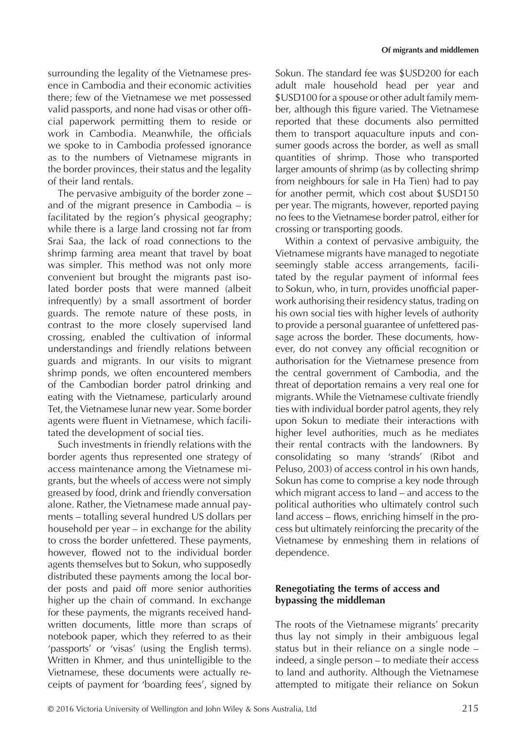surrounding the legality of the Vietnamese presence in Cambodia and their economic activities there; few of the Vietnamese we met possessed valid passports, and none had visas or other official paperwork permitting them to reside or work in Cambodia. Meanwhile, the officials we spoke to in Cambodia professed ignorance as to the numbers of Vietnamese migrants in the border provinces, their status and the legality of their land rentals.

The pervasive ambiguity of the border zone – and of the migrant presence in Cambodia – is facilitated by the region's physical geography; while there is a large land crossing not far from Srai Saa, the lack of road connections to the shrimp farming area meant that travel by boat was simpler. This method was not only more convenient but brought the migrants past isolated border posts that were manned (albeit infrequently) by a small assortment of border guards. The remote nature of these posts, in contrast to the more closely supervised land crossing, enabled the cultivation of informal understandings and friendly relations between guards and migrants. In our visits to migrant shrimp ponds, we often encountered members of the Cambodian border patrol drinking and eating with the Vietnamese, particularly around Tet, the Vietnamese lunar new year. Some border agents were fluent in Vietnamese, which facilitated the development of social ties.

Such investments in friendly relations with the border agents thus represented one strategy of access maintenance among the Vietnamese migrants, but the wheels of access were not simply greased by food, drink and friendly conversation alone. Rather, the Vietnamese made annual payments – totalling several hundred US dollars per household per year – in exchange for the ability to cross the border unfettered. These payments, however, flowed not to the individual border agents themselves but to Sokun, who supposedly distributed these payments among the local border posts and paid off more senior authorities higher up the chain of command. In exchange for these payments, the migrants received handwritten documents, little more than scraps of notebook paper, which they referred to as their 'passports' or 'visas' (using the English terms). Written in Khmer, and thus unintelligible to the Vietnamese, these documents were actually receipts of payment for 'boarding fees', signed by Sokun. The standard fee was $USD200 for each adult male household head per year and $USD100 for a spouse or other adult family member, although this figure varied. The Vietnamese reported that these documents also permitted them to transport aquaculture inputs and consumer goods across the border, as well as small quantities of shrimp. Those who transported larger amounts of shrimp (as by collecting shrimp from neighbours for sale in Ha Tien) had to pay for another permit, which cost about $USD150 per year. The migrants, however, reported paying no fees to the Vietnamese border patrol, either for crossing or transporting goods.

Within a context of pervasive ambiguity, the Vietnamese migrants have managed to negotiate seemingly stable access arrangements, facilitated by the regular payment of informal fees to Sokun, who, in turn, provides unofficial paperwork authorising their residency status, trading on his own social ties with higher levels of authority to provide a personal guarantee of unfettered passage across the border. These documents, however, do not convey any official recognition or authorisation for the Vietnamese presence from the central government of Cambodia, and the threat of deportation remains a very real one for migrants. While the Vietnamese cultivate friendly ties with individual border patrol agents, they rely upon Sokun to mediate their interactions with higher level authorities, much as he mediates their rental contracts with the landowners. By consolidating so many 'strands' (Ribot and Peluso, 2003) of access control in his own hands, Sokun has come to comprise a key node through which migrant access to land – and access to the political authorities who ultimately control such land access – flows, enriching himself in the process but ultimately reinforcing the precarity of the Vietnamese by enmeshing them in relations of dependence.

## Renegotiating the terms of access and bypassing the middleman

The roots of the Vietnamese migrants' precarity thus lay not simply in their ambiguous legal status but in their reliance on a single node – indeed, a single person – to mediate their access to land and authority. Although the Vietnamese attempted to mitigate their reliance on Sokun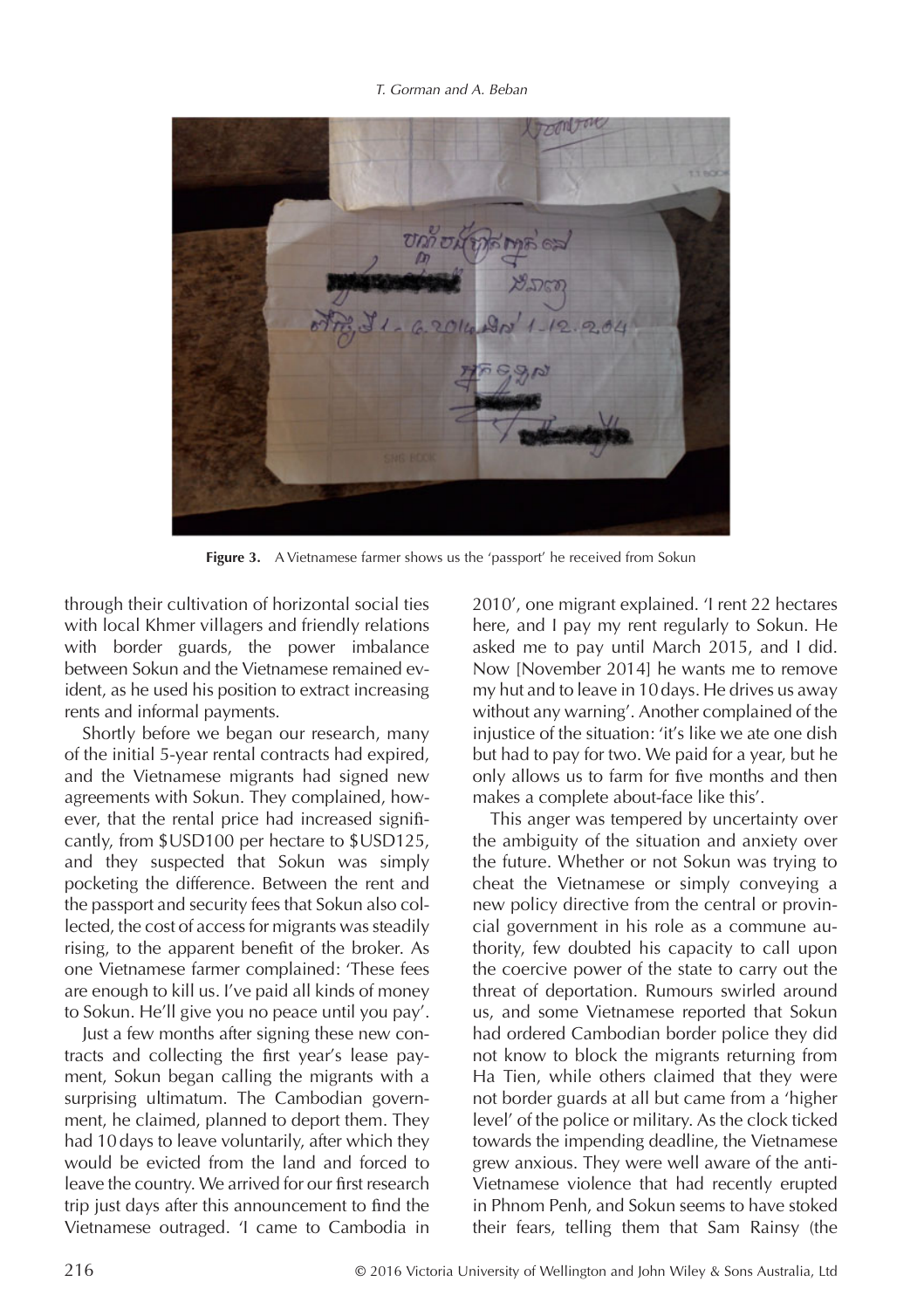Figure 3. A Vietnamese farmer shows us the 'passport' he received from Sokun

through their cultivation of horizontal social ties with local Khmer villagers and friendly relations with border guards, the power imbalance between Sokun and the Vietnamese remained evident, as he used his position to extract increasing rents and informal payments.

Shortly before we began our research, many of the initial 5-year rental contracts had expired, and the Vietnamese migrants had signed new agreements with Sokun. They complained, however, that the rental price had increased significantly, from $USD100 per hectare to $USD125, and they suspected that Sokun was simply pocketing the difference. Between the rent and the passport and security fees that Sokun also collected, the cost of access for migrants was steadily rising, to the apparent benefit of the broker. As one Vietnamese farmer complained: 'These fees are enough to kill us. I've paid all kinds of money to Sokun. He'll give you no peace until you pay'.

Just a few months after signing these new contracts and collecting the first year's lease payment, Sokun began calling the migrants with a surprising ultimatum. The Cambodian government, he claimed, planned to deport them. They had 10 days to leave voluntarily, after which they would be evicted from the land and forced to leave the country. We arrived for our first research trip just days after this announcement to find the Vietnamese outraged. 'I came to Cambodia in 2010', one migrant explained. 'I rent 22 hectares here, and I pay my rent regularly to Sokun. He asked me to pay until March 2015, and I did. Now [November 2014] he wants me to remove my hut and to leave in 10 days. He drives us away without any warning'. Another complained of the injustice of the situation: 'it's like we ate one dish but had to pay for two. We paid for a year, but he only allows us to farm for five months and then makes a complete about-face like this'.

This anger was tempered by uncertainty over the ambiguity of the situation and anxiety over the future. Whether or not Sokun was trying to cheat the Vietnamese or simply conveying a new policy directive from the central or provincial government in his role as a commune authority, few doubted his capacity to call upon the coercive power of the state to carry out the threat of deportation. Rumours swirled around us, and some Vietnamese reported that Sokun had ordered Cambodian border police they did not know to block the migrants returning from Ha Tien, while others claimed that they were not border guards at all but came from a 'higher level' of the police or military. As the clock ticked towards the impending deadline, the Vietnamese grew anxious. They were well aware of the anti-Vietnamese violence that had recently erupted in Phnom Penh, and Sokun seems to have stoked their fears, telling them that Sam Rainsy (the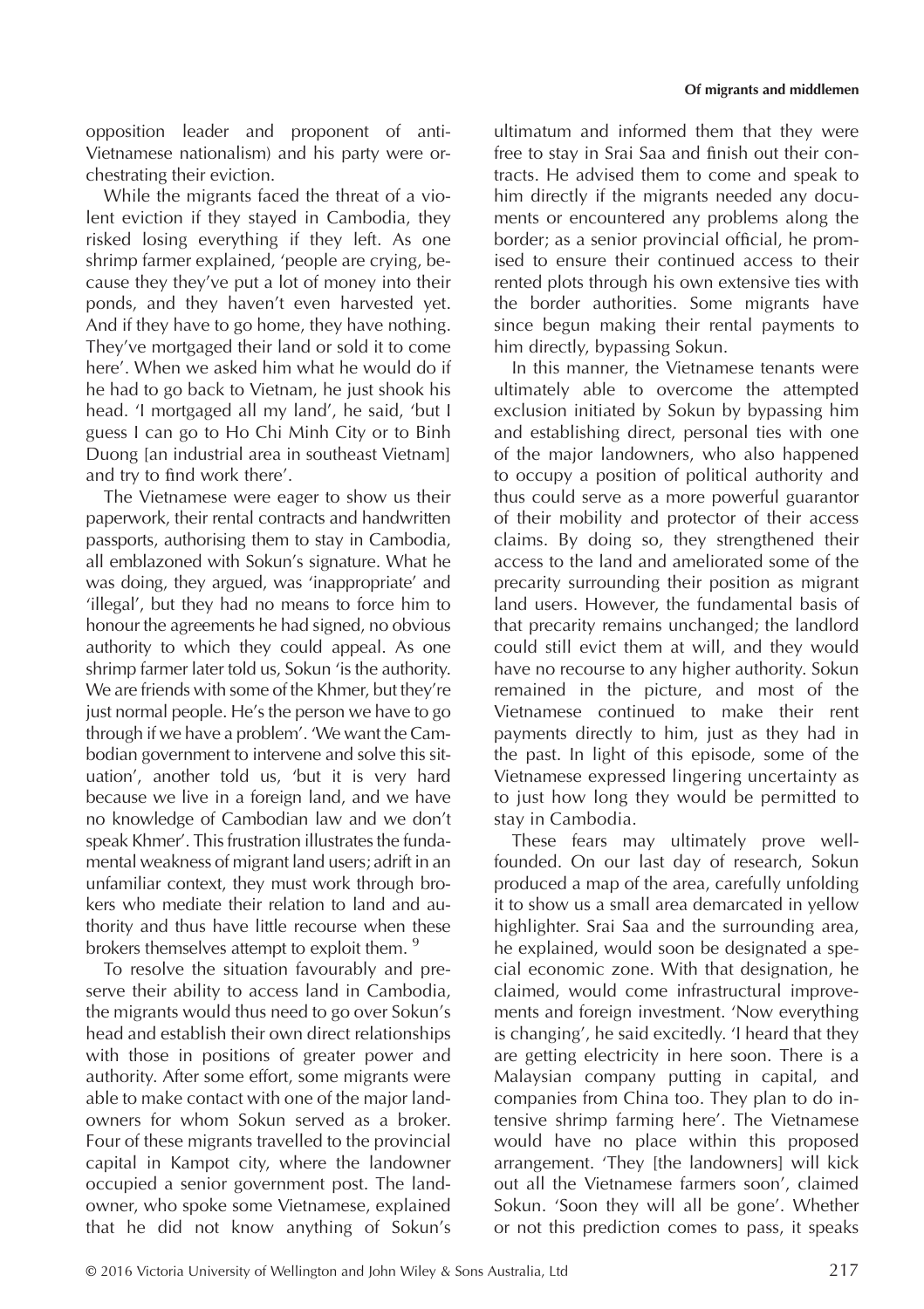opposition leader and proponent of anti-Vietnamese nationalism) and his party were orchestrating their eviction.

While the migrants faced the threat of a violent eviction if they stayed in Cambodia, they risked losing everything if they left. As one shrimp farmer explained, 'people are crying, because they they've put a lot of money into their ponds, and they haven't even harvested yet. And if they have to go home, they have nothing. They've mortgaged their land or sold it to come here'. When we asked him what he would do if he had to go back to Vietnam, he just shook his head. 'I mortgaged all my land', he said, 'but I guess I can go to Ho Chi Minh City or to Binh Duong [an industrial area in southeast Vietnam] and try to find work there'.

The Vietnamese were eager to show us their paperwork, their rental contracts and handwritten passports, authorising them to stay in Cambodia, all emblazoned with Sokun's signature. What he was doing, they argued, was 'inappropriate' and 'illegal', but they had no means to force him to honour the agreements he had signed, no obvious authority to which they could appeal. As one shrimp farmer later told us, Sokun 'is the authority. We are friends with some of the Khmer, but they're just normal people. He's the person we have to go through if we have a problem'. 'We want the Cambodian government to intervene and solve this situation', another told us, 'but it is very hard because we live in a foreign land, and we have no knowledge of Cambodian law and we don't speak Khmer'. This frustration illustrates the fundamental weakness of migrant land users; adrift in an unfamiliar context, they must work through brokers who mediate their relation to land and authority and thus have little recourse when these brokers themselves attempt to exploit them. [9]

To resolve the situation favourably and preserve their ability to access land in Cambodia, the migrants would thus need to go over Sokun's head and establish their own direct relationships with those in positions of greater power and authority. After some effort, some migrants were able to make contact with one of the major landowners for whom Sokun served as a broker. Four of these migrants travelled to the provincial capital in Kampot city, where the landowner occupied a senior government post. The landowner, who spoke some Vietnamese, explained that he did not know anything of Sokun's ultimatum and informed them that they were free to stay in Srai Saa and finish out their contracts. He advised them to come and speak to him directly if the migrants needed any documents or encountered any problems along the border; as a senior provincial official, he promised to ensure their continued access to their rented plots through his own extensive ties with the border authorities. Some migrants have since begun making their rental payments to him directly, bypassing Sokun.

In this manner, the Vietnamese tenants were ultimately able to overcome the attempted exclusion initiated by Sokun by bypassing him and establishing direct, personal ties with one of the major landowners, who also happened to occupy a position of political authority and thus could serve as a more powerful guarantor of their mobility and protector of their access claims. By doing so, they strengthened their access to the land and ameliorated some of the precarity surrounding their position as migrant land users. However, the fundamental basis of that precarity remains unchanged; the landlord could still evict them at will, and they would have no recourse to any higher authority. Sokun remained in the picture, and most of the Vietnamese continued to make their rent payments directly to him, just as they had in the past. In light of this episode, some of the Vietnamese expressed lingering uncertainty as to just how long they would be permitted to stay in Cambodia.

These fears may ultimately prove well-founded. On our last day of research, Sokun produced a map of the area, carefully unfolding it to show us a small area demarcated in yellow highlighter. Srai Saa and the surrounding area, he explained, would soon be designated a special economic zone. With that designation, he claimed, would come infrastructural improvements and foreign investment. 'Now everything is changing', he said excitedly. 'I heard that they are getting electricity in here soon. There is a Malaysian company putting in capital, and companies from China too. They plan to do intensive shrimp farming here'. The Vietnamese would have no place within this proposed arrangement. 'They [the landowners] will kick out all the Vietnamese farmers soon', claimed Sokun. 'Soon they will all be gone'. Whether or not this prediction comes to pass, it speaks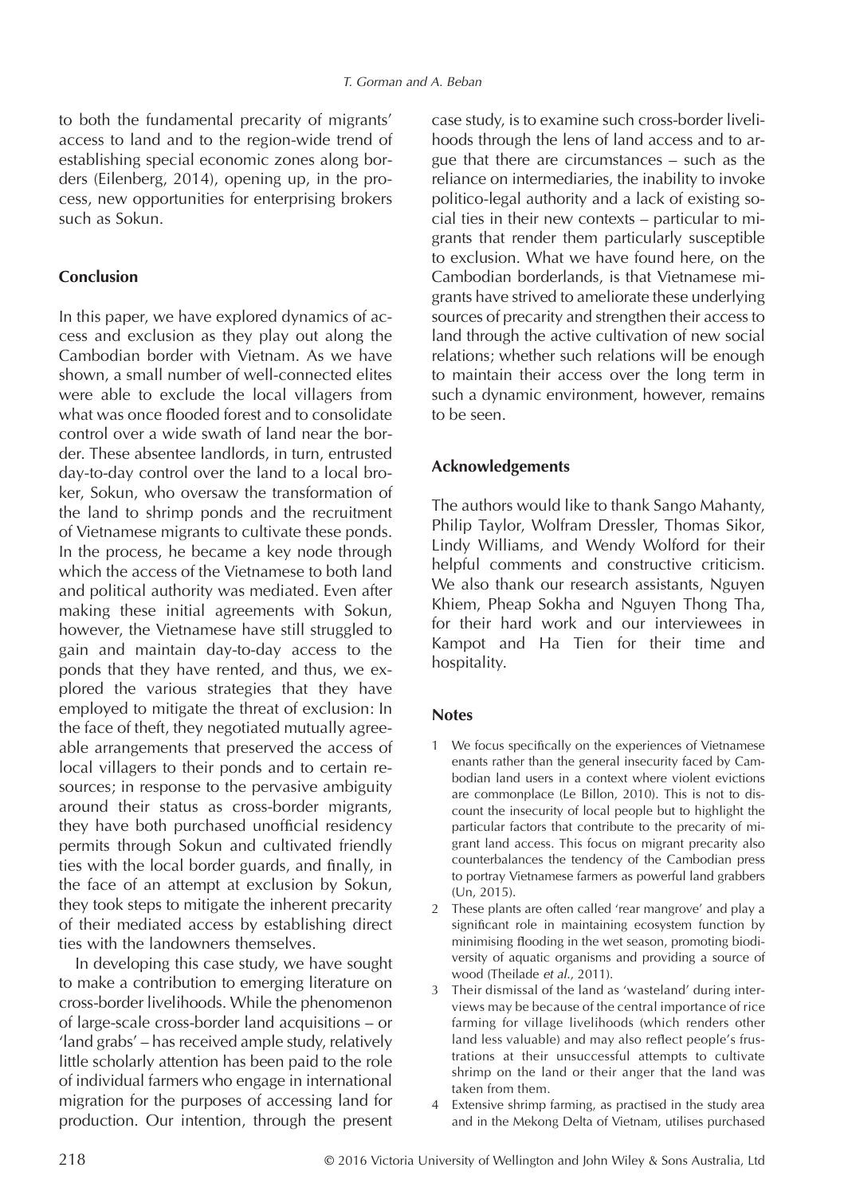to both the fundamental precarity of migrants' access to land and to the region-wide trend of establishing special economic zones along borders (Eilenberg, 2014), opening up, in the process, new opportunities for enterprising brokers such as Sokun.

## Conclusion

In this paper, we have explored dynamics of access and exclusion as they play out along the Cambodian border with Vietnam. As we have shown, a small number of well-connected elites were able to exclude the local villagers from what was once flooded forest and to consolidate control over a wide swath of land near the border. These absentee landlords, in turn, entrusted day-to-day control over the land to a local broker, Sokun, who oversaw the transformation of the land to shrimp ponds and the recruitment of Vietnamese migrants to cultivate these ponds. In the process, he became a key node through which the access of the Vietnamese to both land and political authority was mediated. Even after making these initial agreements with Sokun, however, the Vietnamese have still struggled to gain and maintain day-to-day access to the ponds that they have rented, and thus, we explored the various strategies that they have employed to mitigate the threat of exclusion: In the face of theft, they negotiated mutually agreeable arrangements that preserved the access of local villagers to their ponds and to certain resources; in response to the pervasive ambiguity around their status as cross-border migrants, they have both purchased unofficial residency permits through Sokun and cultivated friendly ties with the local border guards, and finally, in the face of an attempt at exclusion by Sokun, they took steps to mitigate the inherent precarity of their mediated access by establishing direct ties with the landowners themselves.

In developing this case study, we have sought to make a contribution to emerging literature on cross-border livelihoods. While the phenomenon of large-scale cross-border land acquisitions – or 'land grabs' – has received ample study, relatively little scholarly attention has been paid to the role of individual farmers who engage in international migration for the purposes of accessing land for production. Our intention, through the present case study, is to examine such cross-border livelihoods through the lens of land access and to argue that there are circumstances – such as the reliance on intermediaries, the inability to invoke politico-legal authority and a lack of existing social ties in their new contexts – particular to migrants that render them particularly susceptible to exclusion. What we have found here, on the Cambodian borderlands, is that Vietnamese migrants have strived to ameliorate these underlying sources of precarity and strengthen their access to land through the active cultivation of new social relations; whether such relations will be enough to maintain their access over the long term in such a dynamic environment, however, remains to be seen.

## Acknowledgements

The authors would like to thank Sango Mahanty, Philip Taylor, Wolfram Dressler, Thomas Sikor, Lindy Williams, and Wendy Wolford for their helpful comments and constructive criticism. We also thank our research assistants, Nguyen Khiem, Pheap Sokha and Nguyen Thong Tha, for their hard work and our interviewees in Kampot and Ha Tien for their time and hospitality.

## Notes

1. We focus specifically on the experiences of Vietnamese enants rather than the general insecurity faced by Cambodian land users in a context where violent evictions are commonplace (Le Billon, 2010). This is not to discount the insecurity of local people but to highlight the particular factors that contribute to the precarity of migrant land access. This focus on migrant precarity also counterbalances the tendency of the Cambodian press to portray Vietnamese farmers as powerful land grabbers (Un, 2015).
2. These plants are often called 'rear mangrove' and play a significant role in maintaining ecosystem function by minimising flooding in the wet season, promoting biodiversity of aquatic organisms and providing a source of wood (Theilade *et al.*, 2011).
3. Their dismissal of the land as 'wasteland' during interviews may be because of the central importance of rice farming for village livelihoods (which renders other land less valuable) and may also reflect people's frustrations at their unsuccessful attempts to cultivate shrimp on the land or their anger that the land was taken from them.
4. Extensive shrimp farming, as practised in the study area and in the Mekong Delta of Vietnam, utilises purchased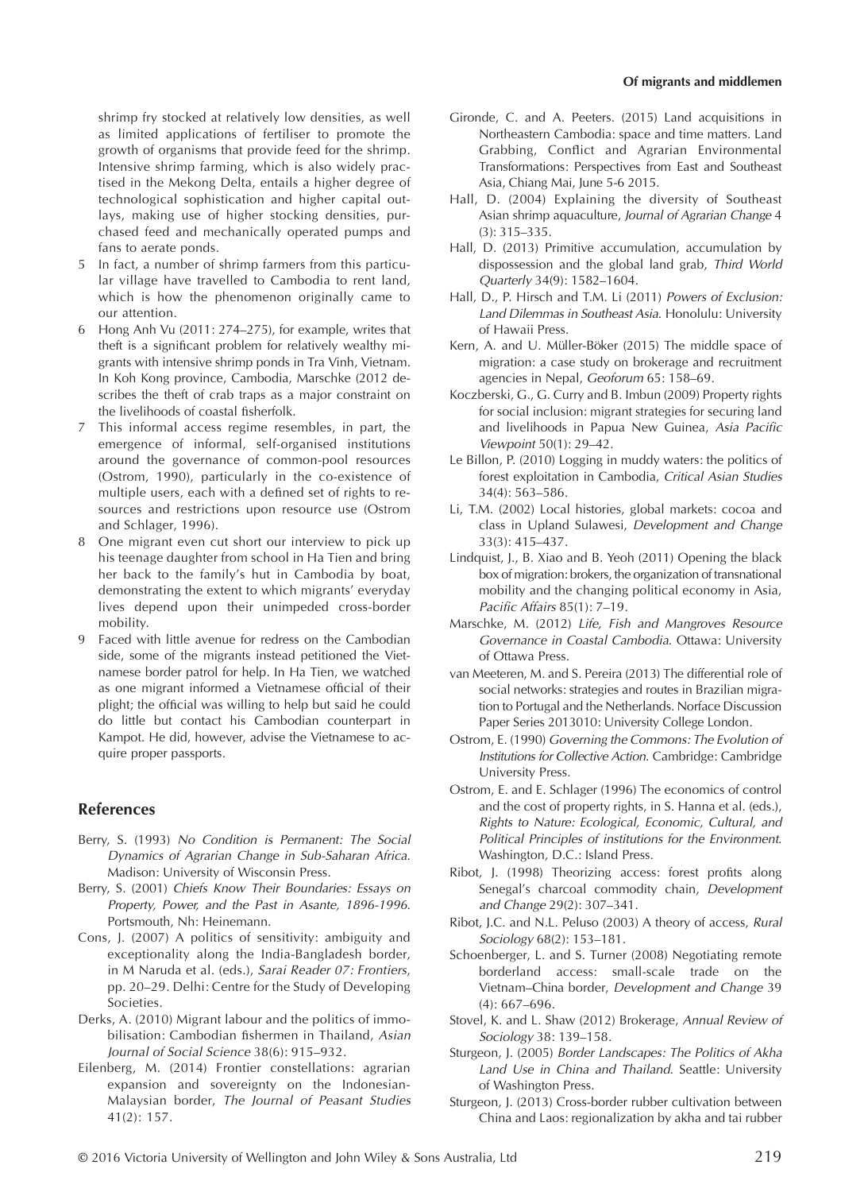shrimp fry stocked at relatively low densities, as well as limited applications of fertiliser to promote the growth of organisms that provide feed for the shrimp. Intensive shrimp farming, which is also widely practised in the Mekong Delta, entails a higher degree of technological sophistication and higher capital outlays, making use of higher stocking densities, purchased feed and mechanically operated pumps and fans to aerate ponds.

5 In fact, a number of shrimp farmers from this particular village have travelled to Cambodia to rent land, which is how the phenomenon originally came to our attention.

6 Hong Anh Vu (2011: 274–275), for example, writes that theft is a significant problem for relatively wealthy migrants with intensive shrimp ponds in Tra Vinh, Vietnam. In Koh Kong province, Cambodia, Marschke (2012 describes the theft of crab traps as a major constraint on the livelihoods of coastal fisherfolk.

7 This informal access regime resembles, in part, the emergence of informal, self-organised institutions around the governance of common-pool resources (Ostrom, 1990), particularly in the co-existence of multiple users, each with a defined set of rights to resources and restrictions upon resource use (Ostrom and Schlager, 1996).

8 One migrant even cut short our interview to pick up his teenage daughter from school in Ha Tien and bring her back to the family's hut in Cambodia by boat, demonstrating the extent to which migrants' everyday lives depend upon their unimpeded cross-border mobility.

9 Faced with little avenue for redress on the Cambodian side, some of the migrants instead petitioned the Vietnamese border patrol for help. In Ha Tien, we watched as one migrant informed a Vietnamese official of their plight; the official was willing to help but said he could do little but contact his Cambodian counterpart in Kampot. He did, however, advise the Vietnamese to acquire proper passports.

## References

Berry, S. (1993) *No Condition is Permanent: The Social Dynamics of Agrarian Change in Sub-Saharan Africa*. Madison: University of Wisconsin Press.

Berry, S. (2001) *Chiefs Know Their Boundaries: Essays on Property, Power, and the Past in Asante, 1896-1996*. Portsmouth, Nh: Heinemann.

Cons, J. (2007) A politics of sensitivity: ambiguity and exceptionality along the India-Bangladesh border, in M Naruda et al. (eds.), *Sarai Reader 07: Frontiers*, pp. 20–29. Delhi: Centre for the Study of Developing Societies.

Derks, A. (2010) Migrant labour and the politics of immobilisation: Cambodian fishermen in Thailand, *Asian Journal of Social Science* 38(6): 915–932.

Eilenberg, M. (2014) Frontier constellations: agrarian expansion and sovereignty on the Indonesian-Malaysian border, *The Journal of Peasant Studies* 41(2): 157.

Gironde, C. and A. Peeters. (2015) Land acquisitions in Northeastern Cambodia: space and time matters. Land Grabbing, Conflict and Agrarian Environmental Transformations: Perspectives from East and Southeast Asia, Chiang Mai, June 5-6 2015.

Hall, D. (2004) Explaining the diversity of Southeast Asian shrimp aquaculture, *Journal of Agrarian Change* 4 (3): 315–335.

Hall, D. (2013) Primitive accumulation, accumulation by dispossession and the global land grab, *Third World Quarterly* 34(9): 1582–1604.

Hall, D., P. Hirsch and T.M. Li (2011) *Powers of Exclusion: Land Dilemmas in Southeast Asia*. Honolulu: University of Hawaii Press.

Kern, A. and U. Müller-Böker (2015) The middle space of migration: a case study on brokerage and recruitment agencies in Nepal, *Geoforum* 65: 158–69.

Koczberski, G., G. Curry and B. Imbun (2009) Property rights for social inclusion: migrant strategies for securing land and livelihoods in Papua New Guinea, *Asia Pacific Viewpoint* 50(1): 29–42.

Le Billon, P. (2010) Logging in muddy waters: the politics of forest exploitation in Cambodia, *Critical Asian Studies* 34(4): 563–586.

Li, T.M. (2002) Local histories, global markets: cocoa and class in Upland Sulawesi, *Development and Change* 33(3): 415–437.

Lindquist, J., B. Xiao and B. Yeoh (2011) Opening the black box of migration: brokers, the organization of transnational mobility and the changing political economy in Asia, *Pacific Affairs* 85(1): 7–19.

Marschke, M. (2012) *Life, Fish and Mangroves Resource Governance in Coastal Cambodia*. Ottawa: University of Ottawa Press.

van Meeteren, M. and S. Pereira (2013) The differential role of social networks: strategies and routes in Brazilian migration to Portugal and the Netherlands. Norface Discussion Paper Series 2013010: University College London.

Ostrom, E. (1990) *Governing the Commons: The Evolution of Institutions for Collective Action*. Cambridge: Cambridge University Press.

Ostrom, E. and E. Schlager (1996) The economics of control and the cost of property rights, in S. Hanna et al. (eds.), *Rights to Nature: Ecological, Economic, Cultural, and Political Principles of institutions for the Environment*. Washington, D.C.: Island Press.

Ribot, J. (1998) Theorizing access: forest profits along Senegal's charcoal commodity chain, *Development and Change* 29(2): 307–341.

Ribot, J.C. and N.L. Peluso (2003) A theory of access, *Rural Sociology* 68(2): 153–181.

Schoenberger, L. and S. Turner (2008) Negotiating remote borderland access: small-scale trade on the Vietnam–China border, *Development and Change* 39 (4): 667–696.

Stovel, K. and L. Shaw (2012) Brokerage, *Annual Review of Sociology* 38: 139–158.

Sturgeon, J. (2005) *Border Landscapes: The Politics of Akha Land Use in China and Thailand*. Seattle: University of Washington Press.

Sturgeon, J. (2013) Cross-border rubber cultivation between China and Laos: regionalization by akha and tai rubber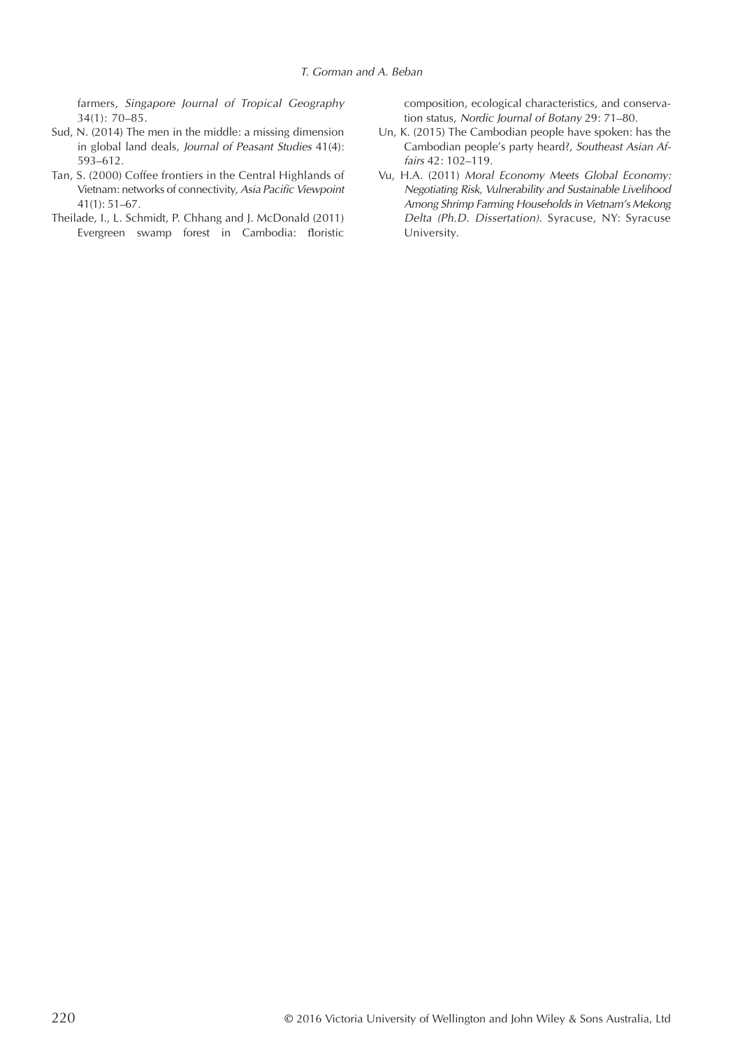farmers, *Singapore Journal of Tropical Geography* 34(1): 70–85.

Sud, N. (2014) The men in the middle: a missing dimension in global land deals, *Journal of Peasant Studies* 41(4): 593–612.

Tan, S. (2000) Coffee frontiers in the Central Highlands of Vietnam: networks of connectivity, *Asia Pacific Viewpoint* 41(1): 51–67.

Theilade, I., L. Schmidt, P. Chhang and J. McDonald (2011) Evergreen swamp forest in Cambodia: floristic composition, ecological characteristics, and conservation status, *Nordic Journal of Botany* 29: 71–80.

Un, K. (2015) The Cambodian people have spoken: has the Cambodian people's party heard?, *Southeast Asian Affairs* 42: 102–119.

Vu, H.A. (2011) *Moral Economy Meets Global Economy: Negotiating Risk, Vulnerability and Sustainable Livelihood Among Shrimp Farming Households in Vietnam's Mekong Delta (Ph.D. Dissertation)*. Syracuse, NY: Syracuse University.